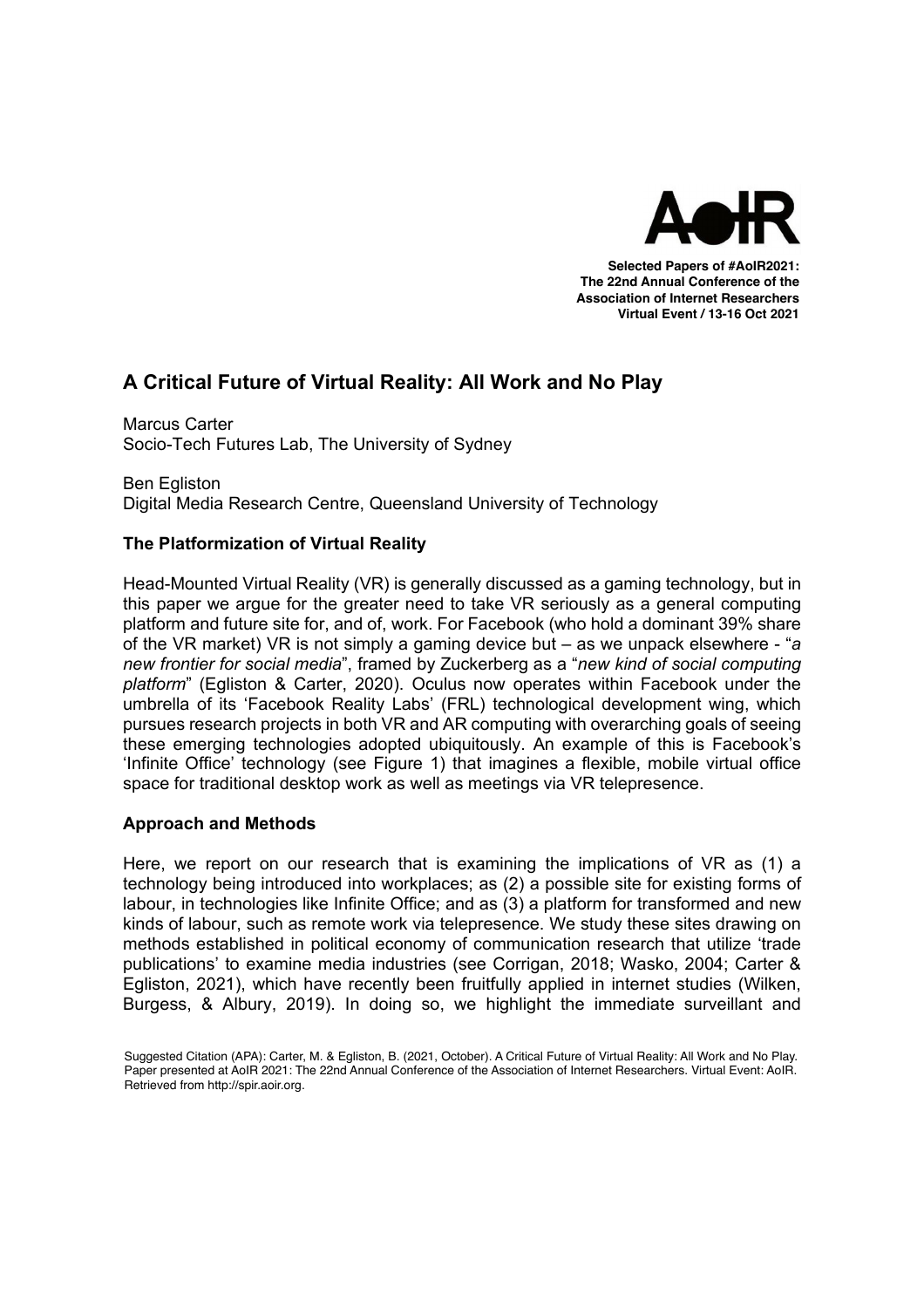Selected Papers of #AoIR2021:
The 22nd Annual Conference of the
Association of Internet Researchers
Virtual Event / 13-16 Oct 2021

# A Critical Future of Virtual Reality: All Work and No Play

Marcus Carter
Socio-Tech Futures Lab, The University of Sydney

Ben Egliston
Digital Media Research Centre, Queensland University of Technology

## The Platformization of Virtual Reality

Head-Mounted Virtual Reality (VR) is generally discussed as a gaming technology, but in this paper we argue for the greater need to take VR seriously as a general computing platform and future site for, and of, work. For Facebook (who hold a dominant 39% share of the VR market) VR is not simply a gaming device but – as we unpack elsewhere - "*a new frontier for social media*", framed by Zuckerberg as a "*new kind of social computing platform*" (Egliston & Carter, 2020). Oculus now operates within Facebook under the umbrella of its 'Facebook Reality Labs' (FRL) technological development wing, which pursues research projects in both VR and AR computing with overarching goals of seeing these emerging technologies adopted ubiquitously. An example of this is Facebook's 'Infinite Office' technology (see Figure 1) that imagines a flexible, mobile virtual office space for traditional desktop work as well as meetings via VR telepresence.

## Approach and Methods

Here, we report on our research that is examining the implications of VR as (1) a technology being introduced into workplaces; as (2) a possible site for existing forms of labour, in technologies like Infinite Office; and as (3) a platform for transformed and new kinds of labour, such as remote work via telepresence. We study these sites drawing on methods established in political economy of communication research that utilize 'trade publications' to examine media industries (see Corrigan, 2018; Wasko, 2004; Carter & Egliston, 2021), which have recently been fruitfully applied in internet studies (Wilken, Burgess, & Albury, 2019). In doing so, we highlight the immediate surveillant and

Suggested Citation (APA): Carter, M. & Egliston, B. (2021, October). A Critical Future of Virtual Reality: All Work and No Play. Paper presented at AoIR 2021: The 22nd Annual Conference of the Association of Internet Researchers. Virtual Event: AoIR. Retrieved from http://spir.aoir.org.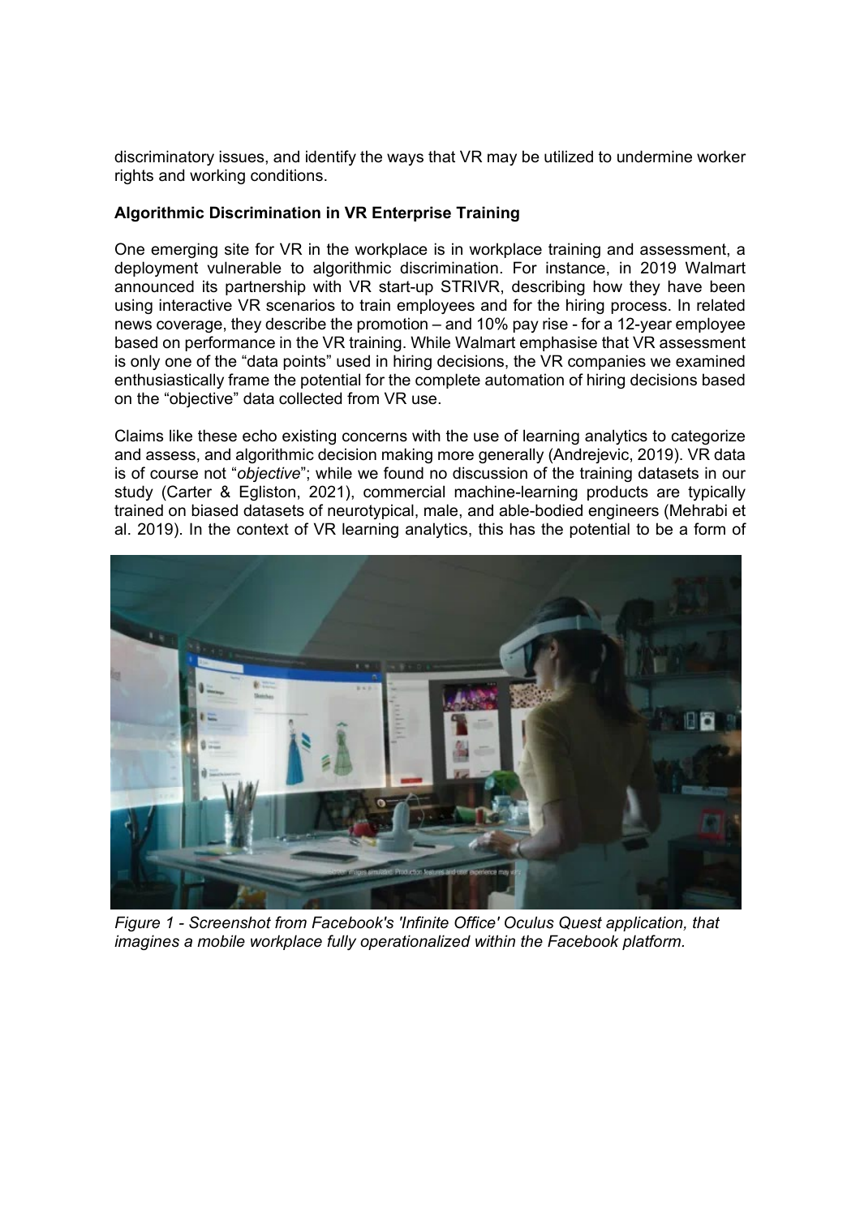discriminatory issues, and identify the ways that VR may be utilized to undermine worker rights and working conditions.

**Algorithmic Discrimination in VR Enterprise Training**

One emerging site for VR in the workplace is in workplace training and assessment, a deployment vulnerable to algorithmic discrimination. For instance, in 2019 Walmart announced its partnership with VR start-up STRIVR, describing how they have been using interactive VR scenarios to train employees and for the hiring process. In related news coverage, they describe the promotion – and 10% pay rise - for a 12-year employee based on performance in the VR training. While Walmart emphasise that VR assessment is only one of the "data points" used in hiring decisions, the VR companies we examined enthusiastically frame the potential for the complete automation of hiring decisions based on the "objective" data collected from VR use.

Claims like these echo existing concerns with the use of learning analytics to categorize and assess, and algorithmic decision making more generally (Andrejevic, 2019). VR data is of course not "*objective*"; while we found no discussion of the training datasets in our study (Carter & Egliston, 2021), commercial machine-learning products are typically trained on biased datasets of neurotypical, male, and able-bodied engineers (Mehrabi et al. 2019). In the context of VR learning analytics, this has the potential to be a form of

*Figure 1 - Screenshot from Facebook's 'Infinite Office' Oculus Quest application, that imagines a mobile workplace fully operationalized within the Facebook platform.*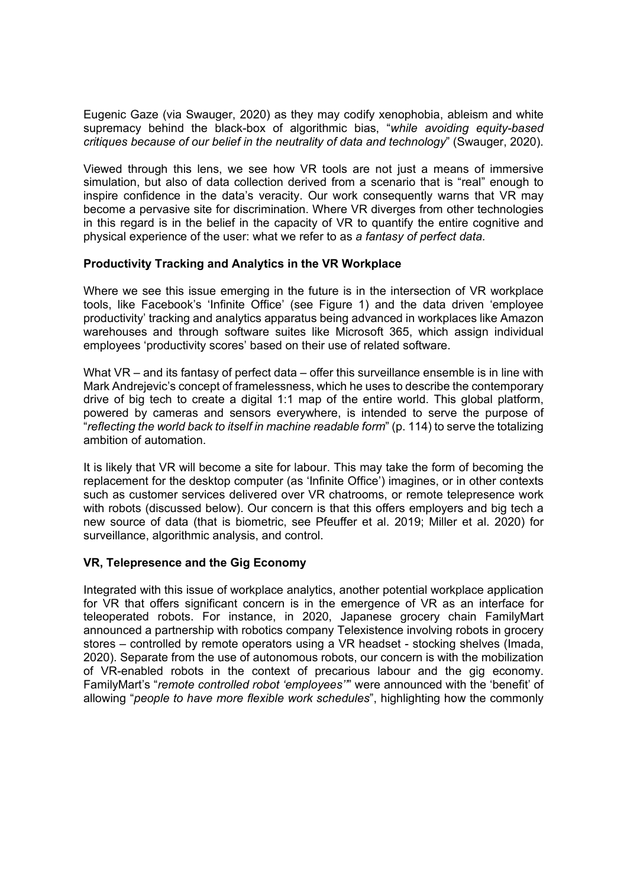Eugenic Gaze (via Swauger, 2020) as they may codify xenophobia, ableism and white supremacy behind the black-box of algorithmic bias, "*while avoiding equity-based critiques because of our belief in the neutrality of data and technology*" (Swauger, 2020).

Viewed through this lens, we see how VR tools are not just a means of immersive simulation, but also of data collection derived from a scenario that is "real" enough to inspire confidence in the data's veracity. Our work consequently warns that VR may become a pervasive site for discrimination. Where VR diverges from other technologies in this regard is in the belief in the capacity of VR to quantify the entire cognitive and physical experience of the user: what we refer to as *a fantasy of perfect data.*

**Productivity Tracking and Analytics in the VR Workplace**

Where we see this issue emerging in the future is in the intersection of VR workplace tools, like Facebook's 'Infinite Office' (see Figure 1) and the data driven 'employee productivity' tracking and analytics apparatus being advanced in workplaces like Amazon warehouses and through software suites like Microsoft 365, which assign individual employees 'productivity scores' based on their use of related software.

What VR – and its fantasy of perfect data – offer this surveillance ensemble is in line with Mark Andrejevic's concept of framelessness, which he uses to describe the contemporary drive of big tech to create a digital 1:1 map of the entire world. This global platform, powered by cameras and sensors everywhere, is intended to serve the purpose of "*reflecting the world back to itself in machine readable form*" (p. 114) to serve the totalizing ambition of automation.

It is likely that VR will become a site for labour. This may take the form of becoming the replacement for the desktop computer (as 'Infinite Office') imagines, or in other contexts such as customer services delivered over VR chatrooms, or remote telepresence work with robots (discussed below). Our concern is that this offers employers and big tech a new source of data (that is biometric, see Pfeuffer et al. 2019; Miller et al. 2020) for surveillance, algorithmic analysis, and control.

**VR, Telepresence and the Gig Economy**

Integrated with this issue of workplace analytics, another potential workplace application for VR that offers significant concern is in the emergence of VR as an interface for teleoperated robots. For instance, in 2020, Japanese grocery chain FamilyMart announced a partnership with robotics company Telexistence involving robots in grocery stores – controlled by remote operators using a VR headset - stocking shelves (Imada, 2020). Separate from the use of autonomous robots, our concern is with the mobilization of VR-enabled robots in the context of precarious labour and the gig economy. FamilyMart's "*remote controlled robot 'employees'*" were announced with the 'benefit' of allowing "*people to have more flexible work schedules*", highlighting how the commonly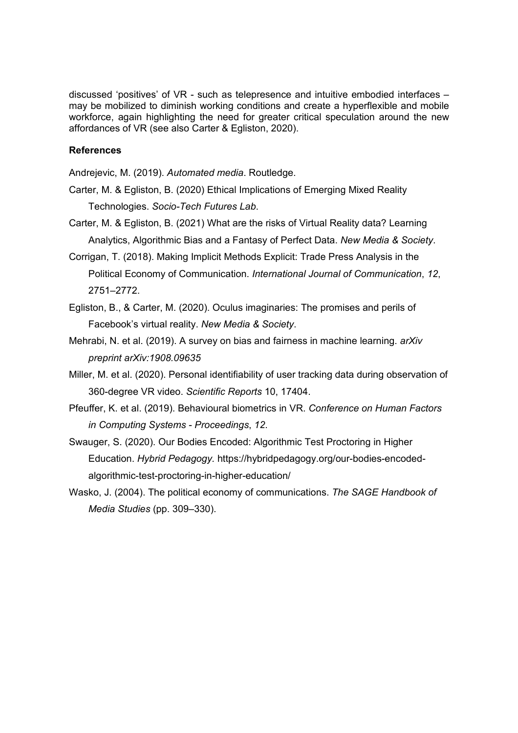discussed 'positives' of VR - such as telepresence and intuitive embodied interfaces – may be mobilized to diminish working conditions and create a hyperflexible and mobile workforce, again highlighting the need for greater critical speculation around the new affordances of VR (see also Carter & Egliston, 2020).

**References**

Andrejevic, M. (2019). *Automated media*. Routledge.

Carter, M. & Egliston, B. (2020) Ethical Implications of Emerging Mixed Reality Technologies. *Socio-Tech Futures Lab*.

Carter, M. & Egliston, B. (2021) What are the risks of Virtual Reality data? Learning Analytics, Algorithmic Bias and a Fantasy of Perfect Data. *New Media & Society*.

Corrigan, T. (2018). Making Implicit Methods Explicit: Trade Press Analysis in the Political Economy of Communication. *International Journal of Communication*, *12*, 2751–2772.

Egliston, B., & Carter, M. (2020). Oculus imaginaries: The promises and perils of Facebook's virtual reality. *New Media & Society*.

Mehrabi, N. et al. (2019). A survey on bias and fairness in machine learning. *arXiv preprint arXiv:1908.09635*

Miller, M. et al. (2020). Personal identifiability of user tracking data during observation of 360-degree VR video. *Scientific Reports* 10, 17404.

Pfeuffer, K. et al. (2019). Behavioural biometrics in VR. *Conference on Human Factors in Computing Systems - Proceedings*, *12*.

Swauger, S. (2020). Our Bodies Encoded: Algorithmic Test Proctoring in Higher Education. *Hybrid Pedagogy.* https://hybridpedagogy.org/our-bodies-encoded-algorithmic-test-proctoring-in-higher-education/

Wasko, J. (2004). The political economy of communications. *The SAGE Handbook of Media Studies* (pp. 309–330).